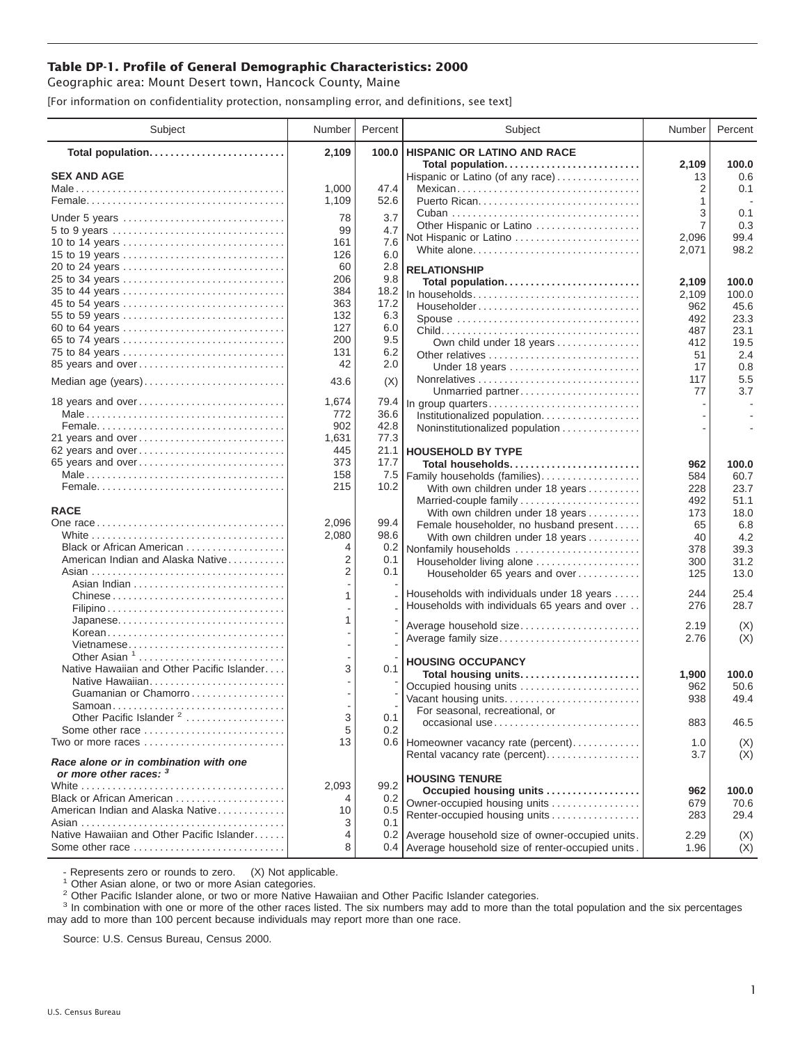**Table DP-1. Profile of General Demographic Characteristics: 2000**

Geographic area: Mount Desert town, Hancock County, Maine

[For information on confidentiality protection, nonsampling error, and definitions, see text]

| Subject | Number | Percent |
|---|---|---|
| **Total population** | **2,109** | **100.0** |
| **SEX AND AGE** | | |
| Male | 1,000 | 47.4 |
| Female | 1,109 | 52.6 |
| Under 5 years | 78 | 3.7 |
| 5 to 9 years | 99 | 4.7 |
| 10 to 14 years | 161 | 7.6 |
| 15 to 19 years | 126 | 6.0 |
| 20 to 24 years | 60 | 2.8 |
| 25 to 34 years | 206 | 9.8 |
| 35 to 44 years | 384 | 18.2 |
| 45 to 54 years | 363 | 17.2 |
| 55 to 59 years | 132 | 6.3 |
| 60 to 64 years | 127 | 6.0 |
| 65 to 74 years | 200 | 9.5 |
| 75 to 84 years | 131 | 6.2 |
| 85 years and over | 42 | 2.0 |
| Median age (years) | 43.6 | (X) |
| 18 years and over | 1,674 | 79.4 |
| Male | 772 | 36.6 |
| Female | 902 | 42.8 |
| 21 years and over | 1,631 | 77.3 |
| 62 years and over | 445 | 21.1 |
| 65 years and over | 373 | 17.7 |
| Male | 158 | 7.5 |
| Female | 215 | 10.2 |
| **RACE** | | |
| One race | 2,096 | 99.4 |
| White | 2,080 | 98.6 |
| Black or African American | 4 | 0.2 |
| American Indian and Alaska Native | 2 | 0.1 |
| Asian | 2 | 0.1 |
| Asian Indian | - | - |
| Chinese | 1 | - |
| Filipino | - | - |
| Japanese | 1 | - |
| Korean | - | - |
| Vietnamese | - | - |
| Other Asian [1] | - | - |
| Native Hawaiian and Other Pacific Islander | 3 | 0.1 |
| Native Hawaiian | - | - |
| Guamanian or Chamorro | - | - |
| Samoan | - | - |
| Other Pacific Islander [2] | 3 | 0.1 |
| Some other race | 5 | 0.2 |
| Two or more races | 13 | 0.6 |
| ***Race alone or in combination with one or more other races:*** [3] | | |
| White | 2,093 | 99.2 |
| Black or African American | 4 | 0.2 |
| American Indian and Alaska Native | 10 | 0.5 |
| Asian | 3 | 0.1 |
| Native Hawaiian and Other Pacific Islander | 4 | 0.2 |
| Some other race | 8 | 0.4 |
| **HISPANIC OR LATINO AND RACE** | | |
| **Total population** | **2,109** | **100.0** |
| Hispanic or Latino (of any race) | 13 | 0.6 |
| Mexican | 2 | 0.1 |
| Puerto Rican | 1 | - |
| Cuban | 3 | 0.1 |
| Other Hispanic or Latino | 7 | 0.3 |
| Not Hispanic or Latino | 2,096 | 99.4 |
| White alone | 2,071 | 98.2 |
| **RELATIONSHIP** | | |
| **Total population** | **2,109** | **100.0** |
| In households | 2,109 | 100.0 |
| Householder | 962 | 45.6 |
| Spouse | 492 | 23.3 |
| Child | 487 | 23.1 |
| Own child under 18 years | 412 | 19.5 |
| Other relatives | 51 | 2.4 |
| Under 18 years | 17 | 0.8 |
| Nonrelatives | 117 | 5.5 |
| Unmarried partner | 77 | 3.7 |
| In group quarters | - | - |
| Institutionalized population | - | - |
| Noninstitutionalized population | - | - |
| **HOUSEHOLD BY TYPE** | | |
| **Total households** | **962** | **100.0** |
| Family households (families) | 584 | 60.7 |
| With own children under 18 years | 228 | 23.7 |
| Married-couple family | 492 | 51.1 |
| With own children under 18 years | 173 | 18.0 |
| Female householder, no husband present | 65 | 6.8 |
| With own children under 18 years | 40 | 4.2 |
| Nonfamily households | 378 | 39.3 |
| Householder living alone | 300 | 31.2 |
| Householder 65 years and over | 125 | 13.0 |
| Households with individuals under 18 years | 244 | 25.4 |
| Households with individuals 65 years and over | 276 | 28.7 |
| Average household size | 2.19 | (X) |
| Average family size | 2.76 | (X) |
| **HOUSING OCCUPANCY** | | |
| **Total housing units** | **1,900** | **100.0** |
| Occupied housing units | 962 | 50.6 |
| Vacant housing units | 938 | 49.4 |
| For seasonal, recreational, or occasional use | 883 | 46.5 |
| Homeowner vacancy rate (percent) | 1.0 | (X) |
| Rental vacancy rate (percent) | 3.7 | (X) |
| **HOUSING TENURE** | | |
| **Occupied housing units** | **962** | **100.0** |
| Owner-occupied housing units | 679 | 70.6 |
| Renter-occupied housing units | 283 | 29.4 |
| Average household size of owner-occupied units | 2.29 | (X) |
| Average household size of renter-occupied units | 1.96 | (X) |

- Represents zero or rounds to zero. (X) Not applicable.

[1] Other Asian alone, or two or more Asian categories.

[2] Other Pacific Islander alone, or two or more Native Hawaiian and Other Pacific Islander categories.

[3] In combination with one or more of the other races listed. The six numbers may add to more than the total population and the six percentages may add to more than 100 percent because individuals may report more than one race.

Source: U.S. Census Bureau, Census 2000.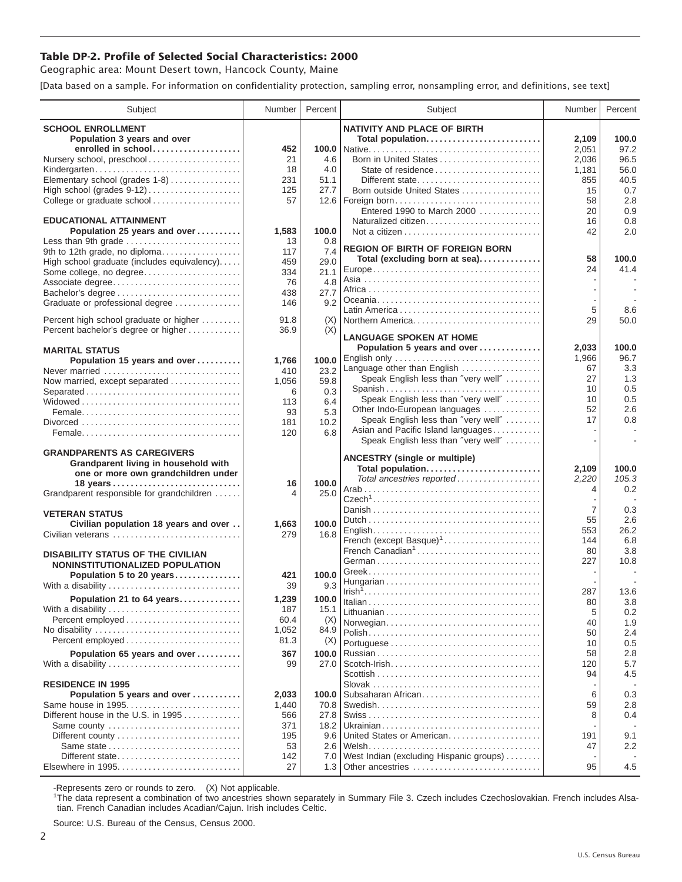## Table DP-2. Profile of Selected Social Characteristics: 2000

Geographic area: Mount Desert town, Hancock County, Maine

[Data based on a sample. For information on confidentiality protection, sampling error, nonsampling error, and definitions, see text]

| Subject | Number | Percent |
|---|---|---|
| **SCHOOL ENROLLMENT** | | |
| **Population 3 years and over enrolled in school** | **452** | **100.0** |
| Nursery school, preschool | 21 | 4.6 |
| Kindergarten | 18 | 4.0 |
| Elementary school (grades 1-8) | 231 | 51.1 |
| High school (grades 9-12) | 125 | 27.7 |
| College or graduate school | 57 | 12.6 |
| **EDUCATIONAL ATTAINMENT** | | |
| **Population 25 years and over** | **1,583** | **100.0** |
| Less than 9th grade | 13 | 0.8 |
| 9th to 12th grade, no diploma | 117 | 7.4 |
| High school graduate (includes equivalency) | 459 | 29.0 |
| Some college, no degree | 334 | 21.1 |
| Associate degree | 76 | 4.8 |
| Bachelor's degree | 438 | 27.7 |
| Graduate or professional degree | 146 | 9.2 |
| Percent high school graduate or higher | 91.8 | (X) |
| Percent bachelor's degree or higher | 36.9 | (X) |
| **MARITAL STATUS** | | |
| **Population 15 years and over** | **1,766** | **100.0** |
| Never married | 410 | 23.2 |
| Now married, except separated | 1,056 | 59.8 |
| Separated | 6 | 0.3 |
| Widowed | 113 | 6.4 |
| Female | 93 | 5.3 |
| Divorced | 181 | 10.2 |
| Female | 120 | 6.8 |
| **GRANDPARENTS AS CAREGIVERS** | | |
| **Grandparent living in household with one or more own grandchildren under 18 years** | **16** | **100.0** |
| Grandparent responsible for grandchildren | 4 | 25.0 |
| **VETERAN STATUS** | | |
| **Civilian population 18 years and over** | **1,663** | **100.0** |
| Civilian veterans | 279 | 16.8 |
| **DISABILITY STATUS OF THE CIVILIAN NONINSTITUTIONALIZED POPULATION** | | |
| **Population 5 to 20 years** | **421** | **100.0** |
| With a disability | 39 | 9.3 |
| **Population 21 to 64 years** | **1,239** | **100.0** |
| With a disability | 187 | 15.1 |
| Percent employed | 60.4 | (X) |
| No disability | 1,052 | 84.9 |
| Percent employed | 81.3 | (X) |
| **Population 65 years and over** | **367** | **100.0** |
| With a disability | 99 | 27.0 |
| **RESIDENCE IN 1995** | | |
| **Population 5 years and over** | **2,033** | **100.0** |
| Same house in 1995 | 1,440 | 70.8 |
| Different house in the U.S. in 1995 | 566 | 27.8 |
| Same county | 371 | 18.2 |
| Different county | 195 | 9.6 |
| Same state | 53 | 2.6 |
| Different state | 142 | 7.0 |
| Elsewhere in 1995 | 27 | 1.3 |

| Subject | Number | Percent |
|---|---|---|
| **NATIVITY AND PLACE OF BIRTH** | | |
| **Total population** | **2,109** | **100.0** |
| Native | 2,051 | 97.2 |
| Born in United States | 2,036 | 96.5 |
| State of residence | 1,181 | 56.0 |
| Different state | 855 | 40.5 |
| Born outside United States | 15 | 0.7 |
| Foreign born | 58 | 2.8 |
| Entered 1990 to March 2000 | 20 | 0.9 |
| Naturalized citizen | 16 | 0.8 |
| Not a citizen | 42 | 2.0 |
| **REGION OF BIRTH OF FOREIGN BORN** | | |
| **Total (excluding born at sea)** | **58** | **100.0** |
| Europe | 24 | 41.4 |
| Asia | - | - |
| Africa | - | - |
| Oceania | - | - |
| Latin America | 5 | 8.6 |
| Northern America | 29 | 50.0 |
| **LANGUAGE SPOKEN AT HOME** | | |
| **Population 5 years and over** | **2,033** | **100.0** |
| English only | 1,966 | 96.7 |
| Language other than English | 67 | 3.3 |
| Speak English less than "very well" | 27 | 1.3 |
| Spanish | 10 | 0.5 |
| Speak English less than "very well" | 10 | 0.5 |
| Other Indo-European languages | 52 | 2.6 |
| Speak English less than "very well" | 17 | 0.8 |
| Asian and Pacific Island languages | - | - |
| Speak English less than "very well" | - | - |
| **ANCESTRY (single or multiple)** | | |
| **Total population** | **2,109** | **100.0** |
| *Total ancestries reported* | *2,220* | *105.3* |
| Arab | 4 | 0.2 |
| Czech[1] | - | - |
| Danish | 7 | 0.3 |
| Dutch | 55 | 2.6 |
| English | 553 | 26.2 |
| French (except Basque)[1] | 144 | 6.8 |
| French Canadian[1] | 80 | 3.8 |
| German | 227 | 10.8 |
| Greek | - | - |
| Hungarian | - | - |
| Irish[1] | 287 | 13.6 |
| Italian | 80 | 3.8 |
| Lithuanian | 5 | 0.2 |
| Norwegian | 40 | 1.9 |
| Polish | 50 | 2.4 |
| Portuguese | 10 | 0.5 |
| Russian | 58 | 2.8 |
| Scotch-Irish | 120 | 5.7 |
| Scottish | 94 | 4.5 |
| Slovak | - | - |
| Subsaharan African | 6 | 0.3 |
| Swedish | 59 | 2.8 |
| Swiss | 8 | 0.4 |
| Ukrainian | - | - |
| United States or American | 191 | 9.1 |
| Welsh | 47 | 2.2 |
| West Indian (excluding Hispanic groups) | - | - |
| Other ancestries | 95 | 4.5 |

-Represents zero or rounds to zero. (X) Not applicable.

[1]The data represent a combination of two ancestries shown separately in Summary File 3. Czech includes Czechoslovakian. French includes Alsatian. French Canadian includes Acadian/Cajun. Irish includes Celtic.

Source: U.S. Bureau of the Census, Census 2000.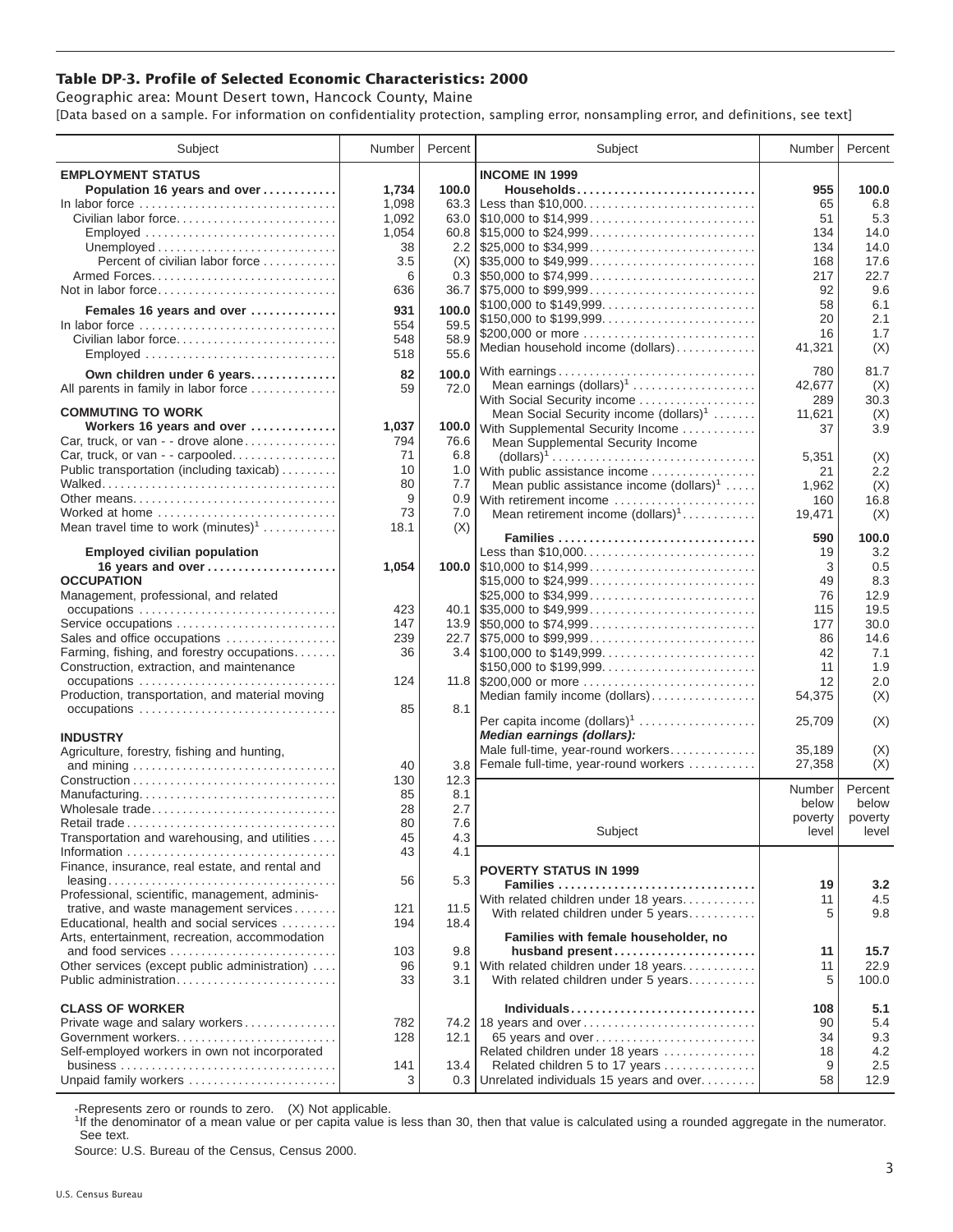## Table DP-3. Profile of Selected Economic Characteristics: 2000

Geographic area: Mount Desert town, Hancock County, Maine

[Data based on a sample. For information on confidentiality protection, sampling error, nonsampling error, and definitions, see text]

| Subject | Number | Percent |
|---|---|---|
| **EMPLOYMENT STATUS** | | |
| **Population 16 years and over** | **1,734** | **100.0** |
| In labor force | 1,098 | 63.3 |
| Civilian labor force | 1,092 | 63.0 |
| Employed | 1,054 | 60.8 |
| Unemployed | 38 | 2.2 |
| Percent of civilian labor force | 3.5 | (X) |
| Armed Forces | 6 | 0.3 |
| Not in labor force | 636 | 36.7 |
| **Females 16 years and over** | **931** | **100.0** |
| In labor force | 554 | 59.5 |
| Civilian labor force | 548 | 58.9 |
| Employed | 518 | 55.6 |
| **Own children under 6 years** | **82** | **100.0** |
| All parents in family in labor force | 59 | 72.0 |
| **COMMUTING TO WORK** | | |
| **Workers 16 years and over** | **1,037** | **100.0** |
| Car, truck, or van - - drove alone | 794 | 76.6 |
| Car, truck, or van - - carpooled | 71 | 6.8 |
| Public transportation (including taxicab) | 10 | 1.0 |
| Walked | 80 | 7.7 |
| Other means | 9 | 0.9 |
| Worked at home | 73 | 7.0 |
| Mean travel time to work (minutes)[1] | 18.1 | (X) |
| **Employed civilian population 16 years and over** | **1,054** | **100.0** |
| **OCCUPATION** | | |
| Management, professional, and related occupations | 423 | 40.1 |
| Service occupations | 147 | 13.9 |
| Sales and office occupations | 239 | 22.7 |
| Farming, fishing, and forestry occupations | 36 | 3.4 |
| Construction, extraction, and maintenance occupations | 124 | 11.8 |
| Production, transportation, and material moving occupations | 85 | 8.1 |
| **INDUSTRY** | | |
| Agriculture, forestry, fishing and hunting, and mining | 40 | 3.8 |
| Construction | 130 | 12.3 |
| Manufacturing | 85 | 8.1 |
| Wholesale trade | 28 | 2.7 |
| Retail trade | 80 | 7.6 |
| Transportation and warehousing, and utilities | 45 | 4.3 |
| Information | 43 | 4.1 |
| Finance, insurance, real estate, and rental and leasing | 56 | 5.3 |
| Professional, scientific, management, administrative, and waste management services | 121 | 11.5 |
| Educational, health and social services | 194 | 18.4 |
| Arts, entertainment, recreation, accommodation and food services | 103 | 9.8 |
| Other services (except public administration) | 96 | 9.1 |
| Public administration | 33 | 3.1 |
| **CLASS OF WORKER** | | |
| Private wage and salary workers | 782 | 74.2 |
| Government workers | 128 | 12.1 |
| Self-employed workers in own not incorporated business | 141 | 13.4 |
| Unpaid family workers | 3 | 0.3 |

| Subject | Number | Percent |
|---|---|---|
| **INCOME IN 1999** | | |
| **Households** | **955** | **100.0** |
| Less than $10,000 | 65 | 6.8 |
| $10,000 to $14,999 | 51 | 5.3 |
| $15,000 to $24,999 | 134 | 14.0 |
| $25,000 to $34,999 | 134 | 14.0 |
| $35,000 to $49,999 | 168 | 17.6 |
| $50,000 to $74,999 | 217 | 22.7 |
| $75,000 to $99,999 | 92 | 9.6 |
| $100,000 to $149,999 | 58 | 6.1 |
| $150,000 to $199,999 | 20 | 2.1 |
| $200,000 or more | 16 | 1.7 |
| Median household income (dollars) | 41,321 | (X) |
| With earnings | 780 | 81.7 |
| Mean earnings (dollars)[1] | 42,677 | (X) |
| With Social Security income | 289 | 30.3 |
| Mean Social Security income (dollars)[1] | 11,621 | (X) |
| With Supplemental Security Income | 37 | 3.9 |
| Mean Supplemental Security Income (dollars)[1] | 5,351 | (X) |
| With public assistance income | 21 | 2.2 |
| Mean public assistance income (dollars)[1] | 1,962 | (X) |
| With retirement income | 160 | 16.8 |
| Mean retirement income (dollars)[1] | 19,471 | (X) |
| **Families** | **590** | **100.0** |
| Less than $10,000 | 19 | 3.2 |
| $10,000 to $14,999 | 3 | 0.5 |
| $15,000 to $24,999 | 49 | 8.3 |
| $25,000 to $34,999 | 76 | 12.9 |
| $35,000 to $49,999 | 115 | 19.5 |
| $50,000 to $74,999 | 177 | 30.0 |
| $75,000 to $99,999 | 86 | 14.6 |
| $100,000 to $149,999 | 42 | 7.1 |
| $150,000 to $199,999 | 11 | 1.9 |
| $200,000 or more | 12 | 2.0 |
| Median family income (dollars) | 54,375 | (X) |
| Per capita income (dollars)[1] | 25,709 | (X) |
| ***Median earnings (dollars):*** | | |
| Male full-time, year-round workers | 35,189 | (X) |
| Female full-time, year-round workers | 27,358 | (X) |

| Subject | Number below poverty level | Percent below poverty level |
|---|---|---|
| **POVERTY STATUS IN 1999** | | |
| **Families** | **19** | **3.2** |
| With related children under 18 years | 11 | 4.5 |
| With related children under 5 years | 5 | 9.8 |
| **Families with female householder, no husband present** | **11** | **15.7** |
| With related children under 18 years | 11 | 22.9 |
| With related children under 5 years | 5 | 100.0 |
| **Individuals** | **108** | **5.1** |
| 18 years and over | 90 | 5.4 |
| 65 years and over | 34 | 9.3 |
| Related children under 18 years | 18 | 4.2 |
| Related children 5 to 17 years | 9 | 2.5 |
| Unrelated individuals 15 years and over | 58 | 12.9 |

-Represents zero or rounds to zero. (X) Not applicable.

[1]If the denominator of a mean value or per capita value is less than 30, then that value is calculated using a rounded aggregate in the numerator. See text.

Source: U.S. Bureau of the Census, Census 2000.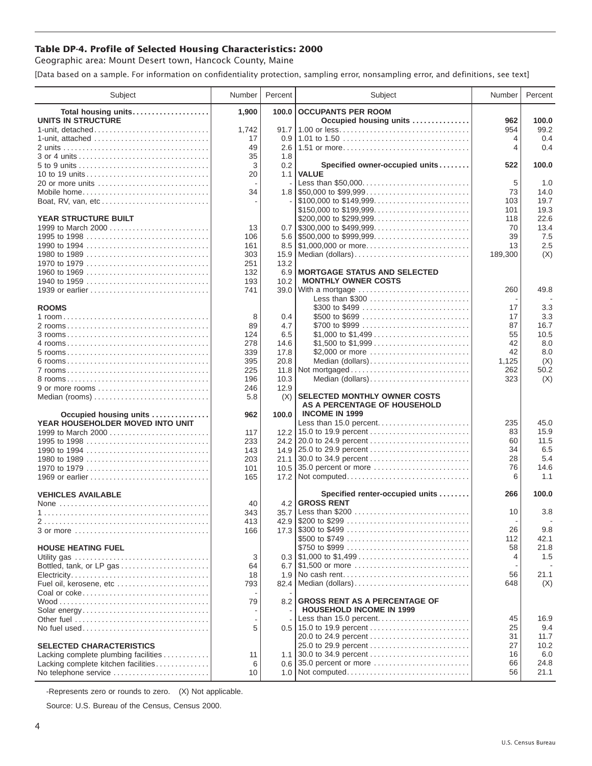## Table DP-4. Profile of Selected Housing Characteristics: 2000

Geographic area: Mount Desert town, Hancock County, Maine

[Data based on a sample. For information on confidentiality protection, sampling error, nonsampling error, and definitions, see text]

| Subject | Number | Percent | Subject | Number | Percent |
|---|---|---|---|---|---|
| **Total housing units** | **1,900** | **100.0** | **OCCUPANTS PER ROOM** | | |
| **UNITS IN STRUCTURE** | | | **Occupied housing units** | **962** | **100.0** |
| 1-unit, detached | 1,742 | 91.7 | 1.00 or less | 954 | 99.2 |
| 1-unit, attached | 17 | 0.9 | 1.01 to 1.50 | 4 | 0.4 |
| 2 units | 49 | 2.6 | 1.51 or more | 4 | 0.4 |
| 3 or 4 units | 35 | 1.8 | | | |
| 5 to 9 units | 3 | 0.2 | **Specified owner-occupied units** | **522** | **100.0** |
| 10 to 19 units | 20 | 1.1 | **VALUE** | | |
| 20 or more units | - | - | Less than $50,000 | 5 | 1.0 |
| Mobile home | 34 | 1.8 | $50,000 to $99,999 | 73 | 14.0 |
| Boat, RV, van, etc | - | - | $100,000 to $149,999 | 103 | 19.7 |
| | | | $150,000 to $199,999 | 101 | 19.3 |
| **YEAR STRUCTURE BUILT** | | | $200,000 to $299,999 | 118 | 22.6 |
| 1999 to March 2000 | 13 | 0.7 | $300,000 to $499,999 | 70 | 13.4 |
| 1995 to 1998 | 106 | 5.6 | $500,000 to $999,999 | 39 | 7.5 |
| 1990 to 1994 | 161 | 8.5 | $1,000,000 or more | 13 | 2.5 |
| 1980 to 1989 | 303 | 15.9 | Median (dollars) | 189,300 | (X) |
| 1970 to 1979 | 251 | 13.2 | | | |
| 1960 to 1969 | 132 | 6.9 | **MORTGAGE STATUS AND SELECTED** | | |
| 1940 to 1959 | 193 | 10.2 | **MONTHLY OWNER COSTS** | | |
| 1939 or earlier | 741 | 39.0 | With a mortgage | 260 | 49.8 |
| | | | Less than $300 | - | - |
| **ROOMS** | | | $300 to $499 | 17 | 3.3 |
| 1 room | 8 | 0.4 | $500 to $699 | 17 | 3.3 |
| 2 rooms | 89 | 4.7 | $700 to $999 | 87 | 16.7 |
| 3 rooms | 124 | 6.5 | $1,000 to $1,499 | 55 | 10.5 |
| 4 rooms | 278 | 14.6 | $1,500 to $1,999 | 42 | 8.0 |
| 5 rooms | 339 | 17.8 | $2,000 or more | 42 | 8.0 |
| 6 rooms | 395 | 20.8 | Median (dollars) | 1,125 | (X) |
| 7 rooms | 225 | 11.8 | Not mortgaged | 262 | 50.2 |
| 8 rooms | 196 | 10.3 | Median (dollars) | 323 | (X) |
| 9 or more rooms | 246 | 12.9 | | | |
| Median (rooms) | 5.8 | (X) | **SELECTED MONTHLY OWNER COSTS AS A PERCENTAGE OF HOUSEHOLD** | | |
| **Occupied housing units** | **962** | **100.0** | **INCOME IN 1999** | | |
| **YEAR HOUSEHOLDER MOVED INTO UNIT** | | | Less than 15.0 percent | 235 | 45.0 |
| 1999 to March 2000 | 117 | 12.2 | 15.0 to 19.9 percent | 83 | 15.9 |
| 1995 to 1998 | 233 | 24.2 | 20.0 to 24.9 percent | 60 | 11.5 |
| 1990 to 1994 | 143 | 14.9 | 25.0 to 29.9 percent | 34 | 6.5 |
| 1980 to 1989 | 203 | 21.1 | 30.0 to 34.9 percent | 28 | 5.4 |
| 1970 to 1979 | 101 | 10.5 | 35.0 percent or more | 76 | 14.6 |
| 1969 or earlier | 165 | 17.2 | Not computed | 6 | 1.1 |
| | | | | | |
| **VEHICLES AVAILABLE** | | | **Specified renter-occupied units** | **266** | **100.0** |
| None | 40 | 4.2 | **GROSS RENT** | | |
| 1 | 343 | 35.7 | Less than $200 | 10 | 3.8 |
| 2 | 413 | 42.9 | $200 to $299 | - | - |
| 3 or more | 166 | 17.3 | $300 to $499 | 26 | 9.8 |
| | | | $500 to $749 | 112 | 42.1 |
| **HOUSE HEATING FUEL** | | | $750 to $999 | 58 | 21.8 |
| Utility gas | 3 | 0.3 | $1,000 to $1,499 | 4 | 1.5 |
| Bottled, tank, or LP gas | 64 | 6.7 | $1,500 or more | - | - |
| Electricity | 18 | 1.9 | No cash rent | 56 | 21.1 |
| Fuel oil, kerosene, etc | 793 | 82.4 | Median (dollars) | 648 | (X) |
| Coal or coke | - | - | | | |
| Wood | 79 | 8.2 | **GROSS RENT AS A PERCENTAGE OF** | | |
| Solar energy | - | - | **HOUSEHOLD INCOME IN 1999** | | |
| Other fuel | - | - | Less than 15.0 percent | 45 | 16.9 |
| No fuel used | 5 | 0.5 | 15.0 to 19.9 percent | 25 | 9.4 |
| | | | 20.0 to 24.9 percent | 31 | 11.7 |
| **SELECTED CHARACTERISTICS** | | | 25.0 to 29.9 percent | 27 | 10.2 |
| Lacking complete plumbing facilities | 11 | 1.1 | 30.0 to 34.9 percent | 16 | 6.0 |
| Lacking complete kitchen facilities | 6 | 0.6 | 35.0 percent or more | 66 | 24.8 |
| No telephone service | 10 | 1.0 | Not computed | 56 | 21.1 |

-Represents zero or rounds to zero. (X) Not applicable.

Source: U.S. Bureau of the Census, Census 2000.